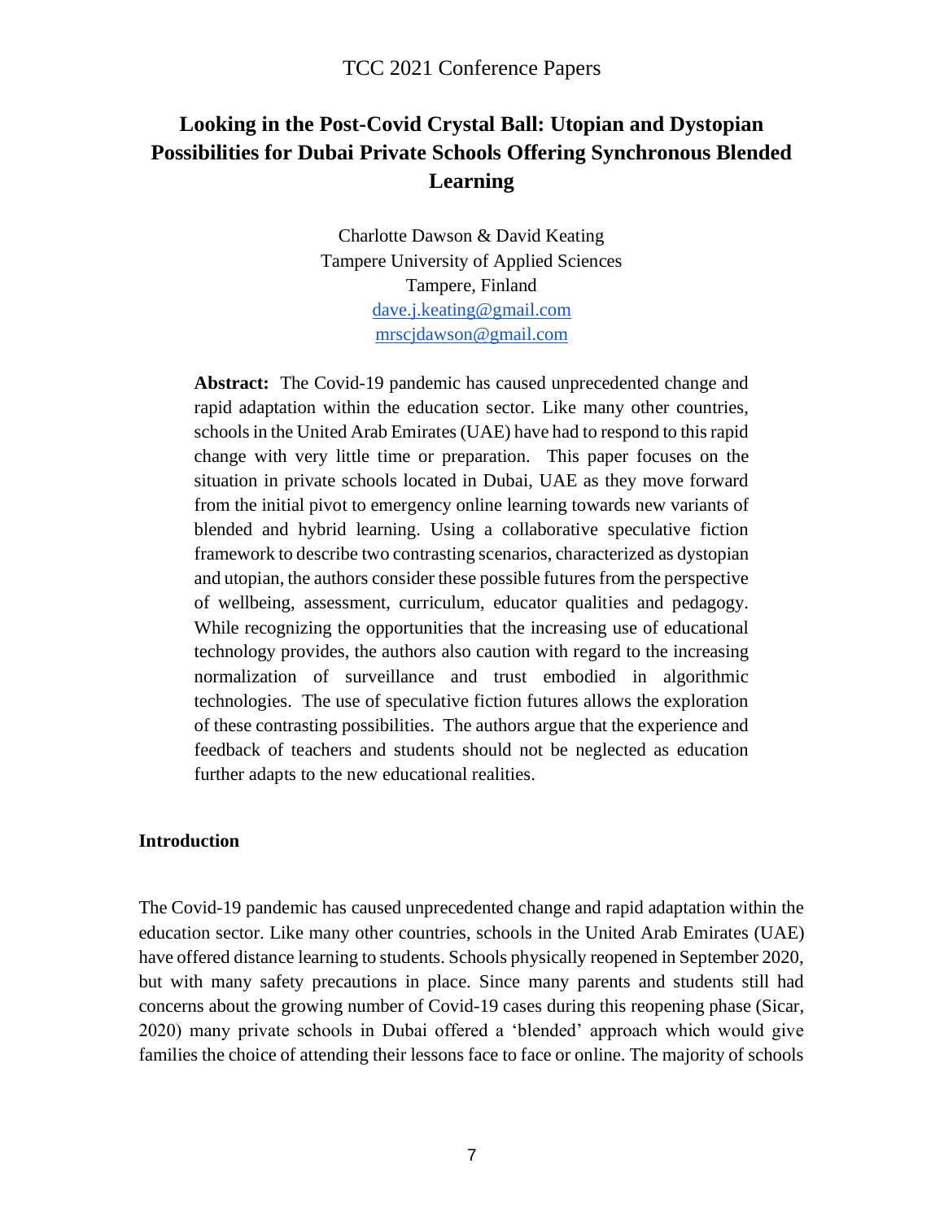# Looking in the Post-Covid Crystal Ball: Utopian and Dystopian Possibilities for Dubai Private Schools Offering Synchronous Blended Learning

Charlotte Dawson & David Keating
Tampere University of Applied Sciences
Tampere, Finland
dave.j.keating@gmail.com
mrscjdawson@gmail.com

**Abstract:** The Covid-19 pandemic has caused unprecedented change and rapid adaptation within the education sector. Like many other countries, schools in the United Arab Emirates (UAE) have had to respond to this rapid change with very little time or preparation. This paper focuses on the situation in private schools located in Dubai, UAE as they move forward from the initial pivot to emergency online learning towards new variants of blended and hybrid learning. Using a collaborative speculative fiction framework to describe two contrasting scenarios, characterized as dystopian and utopian, the authors consider these possible futures from the perspective of wellbeing, assessment, curriculum, educator qualities and pedagogy. While recognizing the opportunities that the increasing use of educational technology provides, the authors also caution with regard to the increasing normalization of surveillance and trust embodied in algorithmic technologies. The use of speculative fiction futures allows the exploration of these contrasting possibilities. The authors argue that the experience and feedback of teachers and students should not be neglected as education further adapts to the new educational realities.

## Introduction

The Covid-19 pandemic has caused unprecedented change and rapid adaptation within the education sector. Like many other countries, schools in the United Arab Emirates (UAE) have offered distance learning to students. Schools physically reopened in September 2020, but with many safety precautions in place. Since many parents and students still had concerns about the growing number of Covid-19 cases during this reopening phase (Sicar, 2020) many private schools in Dubai offered a 'blended' approach which would give families the choice of attending their lessons face to face or online. The majority of schools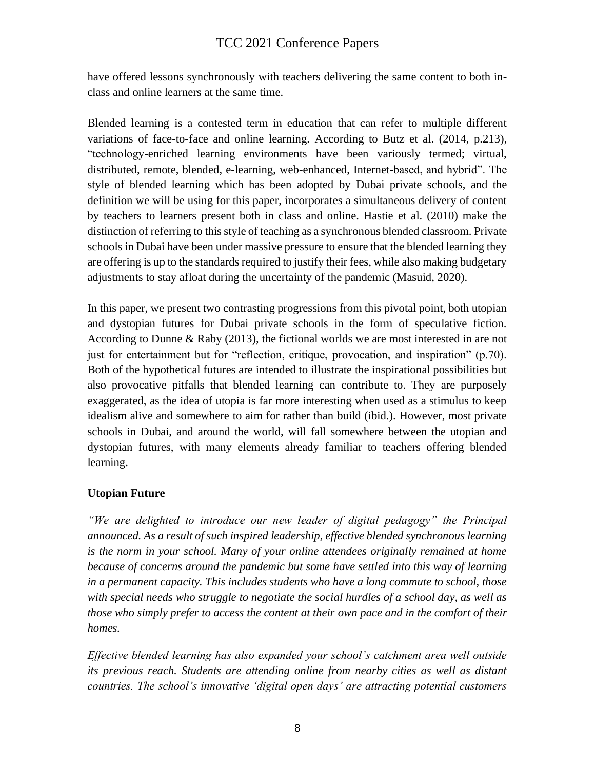have offered lessons synchronously with teachers delivering the same content to both in-class and online learners at the same time.

Blended learning is a contested term in education that can refer to multiple different variations of face-to-face and online learning. According to Butz et al. (2014, p.213), "technology-enriched learning environments have been variously termed; virtual, distributed, remote, blended, e-learning, web-enhanced, Internet-based, and hybrid". The style of blended learning which has been adopted by Dubai private schools, and the definition we will be using for this paper, incorporates a simultaneous delivery of content by teachers to learners present both in class and online. Hastie et al. (2010) make the distinction of referring to this style of teaching as a synchronous blended classroom. Private schools in Dubai have been under massive pressure to ensure that the blended learning they are offering is up to the standards required to justify their fees, while also making budgetary adjustments to stay afloat during the uncertainty of the pandemic (Masuid, 2020).

In this paper, we present two contrasting progressions from this pivotal point, both utopian and dystopian futures for Dubai private schools in the form of speculative fiction. According to Dunne & Raby (2013), the fictional worlds we are most interested in are not just for entertainment but for "reflection, critique, provocation, and inspiration" (p.70). Both of the hypothetical futures are intended to illustrate the inspirational possibilities but also provocative pitfalls that blended learning can contribute to. They are purposely exaggerated, as the idea of utopia is far more interesting when used as a stimulus to keep idealism alive and somewhere to aim for rather than build (ibid.). However, most private schools in Dubai, and around the world, will fall somewhere between the utopian and dystopian futures, with many elements already familiar to teachers offering blended learning.

**Utopian Future**

*"We are delighted to introduce our new leader of digital pedagogy" the Principal announced. As a result of such inspired leadership, effective blended synchronous learning is the norm in your school. Many of your online attendees originally remained at home because of concerns around the pandemic but some have settled into this way of learning in a permanent capacity. This includes students who have a long commute to school, those with special needs who struggle to negotiate the social hurdles of a school day, as well as those who simply prefer to access the content at their own pace and in the comfort of their homes.*

*Effective blended learning has also expanded your school's catchment area well outside its previous reach. Students are attending online from nearby cities as well as distant countries. The school's innovative 'digital open days' are attracting potential customers*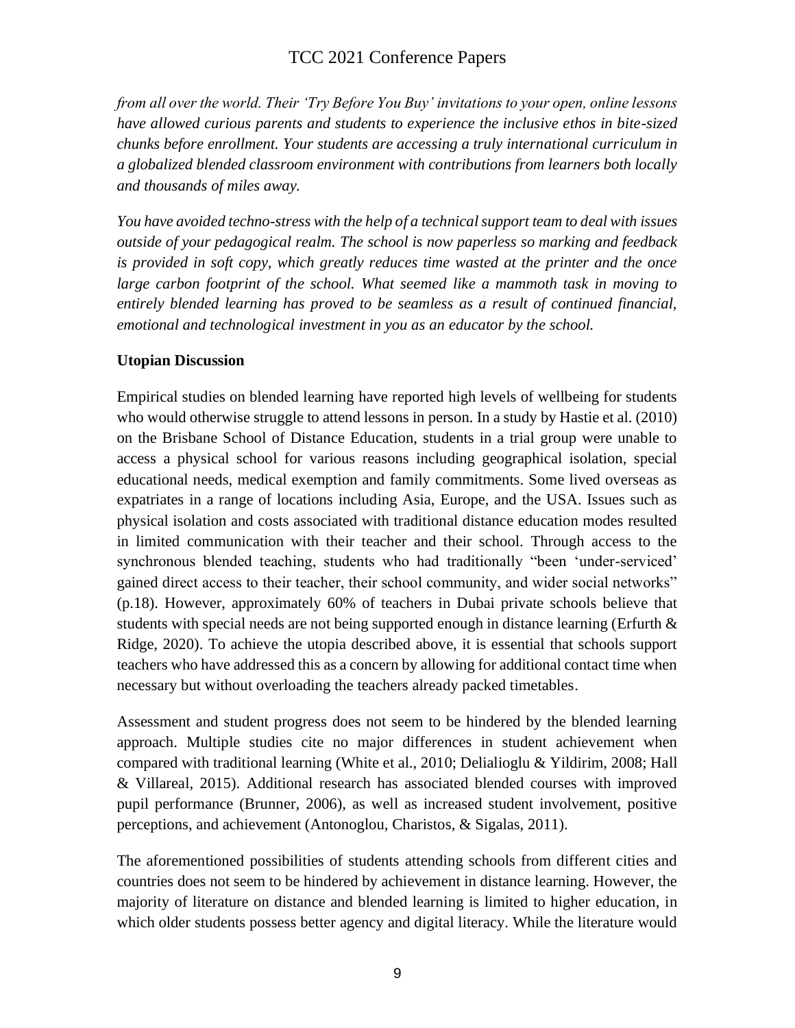*from all over the world. Their 'Try Before You Buy' invitations to your open, online lessons have allowed curious parents and students to experience the inclusive ethos in bite-sized chunks before enrollment. Your students are accessing a truly international curriculum in a globalized blended classroom environment with contributions from learners both locally and thousands of miles away.*

*You have avoided techno-stress with the help of a technical support team to deal with issues outside of your pedagogical realm. The school is now paperless so marking and feedback is provided in soft copy, which greatly reduces time wasted at the printer and the once large carbon footprint of the school. What seemed like a mammoth task in moving to entirely blended learning has proved to be seamless as a result of continued financial, emotional and technological investment in you as an educator by the school.*

**Utopian Discussion**

Empirical studies on blended learning have reported high levels of wellbeing for students who would otherwise struggle to attend lessons in person. In a study by Hastie et al. (2010) on the Brisbane School of Distance Education, students in a trial group were unable to access a physical school for various reasons including geographical isolation, special educational needs, medical exemption and family commitments. Some lived overseas as expatriates in a range of locations including Asia, Europe, and the USA. Issues such as physical isolation and costs associated with traditional distance education modes resulted in limited communication with their teacher and their school. Through access to the synchronous blended teaching, students who had traditionally "been 'under-serviced' gained direct access to their teacher, their school community, and wider social networks" (p.18). However, approximately 60% of teachers in Dubai private schools believe that students with special needs are not being supported enough in distance learning (Erfurth & Ridge, 2020). To achieve the utopia described above, it is essential that schools support teachers who have addressed this as a concern by allowing for additional contact time when necessary but without overloading the teachers already packed timetables.

Assessment and student progress does not seem to be hindered by the blended learning approach. Multiple studies cite no major differences in student achievement when compared with traditional learning (White et al., 2010; Delialioglu & Yildirim, 2008; Hall & Villareal, 2015). Additional research has associated blended courses with improved pupil performance (Brunner, 2006), as well as increased student involvement, positive perceptions, and achievement (Antonoglou, Charistos, & Sigalas, 2011).

The aforementioned possibilities of students attending schools from different cities and countries does not seem to be hindered by achievement in distance learning. However, the majority of literature on distance and blended learning is limited to higher education, in which older students possess better agency and digital literacy. While the literature would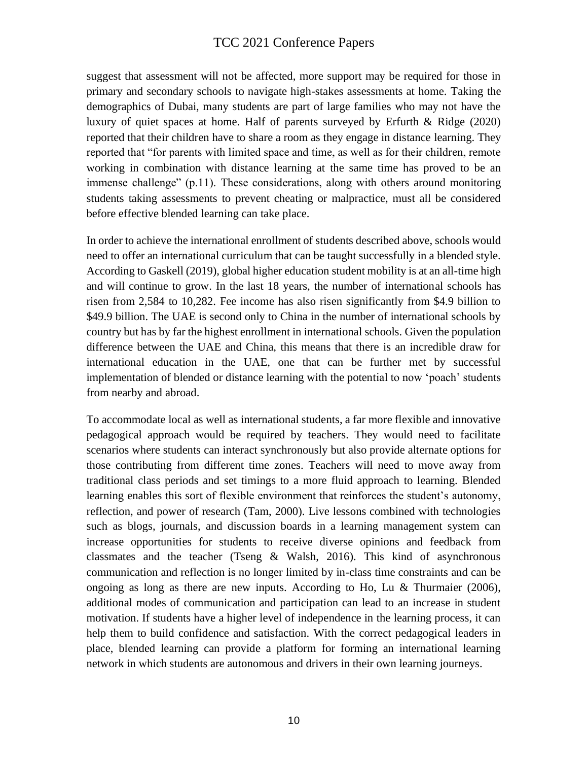suggest that assessment will not be affected, more support may be required for those in primary and secondary schools to navigate high-stakes assessments at home. Taking the demographics of Dubai, many students are part of large families who may not have the luxury of quiet spaces at home. Half of parents surveyed by Erfurth & Ridge (2020) reported that their children have to share a room as they engage in distance learning. They reported that "for parents with limited space and time, as well as for their children, remote working in combination with distance learning at the same time has proved to be an immense challenge" (p.11). These considerations, along with others around monitoring students taking assessments to prevent cheating or malpractice, must all be considered before effective blended learning can take place.

In order to achieve the international enrollment of students described above, schools would need to offer an international curriculum that can be taught successfully in a blended style. According to Gaskell (2019), global higher education student mobility is at an all-time high and will continue to grow. In the last 18 years, the number of international schools has risen from 2,584 to 10,282. Fee income has also risen significantly from $4.9 billion to $49.9 billion. The UAE is second only to China in the number of international schools by country but has by far the highest enrollment in international schools. Given the population difference between the UAE and China, this means that there is an incredible draw for international education in the UAE, one that can be further met by successful implementation of blended or distance learning with the potential to now 'poach' students from nearby and abroad.

To accommodate local as well as international students, a far more flexible and innovative pedagogical approach would be required by teachers. They would need to facilitate scenarios where students can interact synchronously but also provide alternate options for those contributing from different time zones. Teachers will need to move away from traditional class periods and set timings to a more fluid approach to learning. Blended learning enables this sort of flexible environment that reinforces the student's autonomy, reflection, and power of research (Tam, 2000). Live lessons combined with technologies such as blogs, journals, and discussion boards in a learning management system can increase opportunities for students to receive diverse opinions and feedback from classmates and the teacher (Tseng & Walsh, 2016). This kind of asynchronous communication and reflection is no longer limited by in-class time constraints and can be ongoing as long as there are new inputs. According to Ho, Lu & Thurmaier (2006), additional modes of communication and participation can lead to an increase in student motivation. If students have a higher level of independence in the learning process, it can help them to build confidence and satisfaction. With the correct pedagogical leaders in place, blended learning can provide a platform for forming an international learning network in which students are autonomous and drivers in their own learning journeys.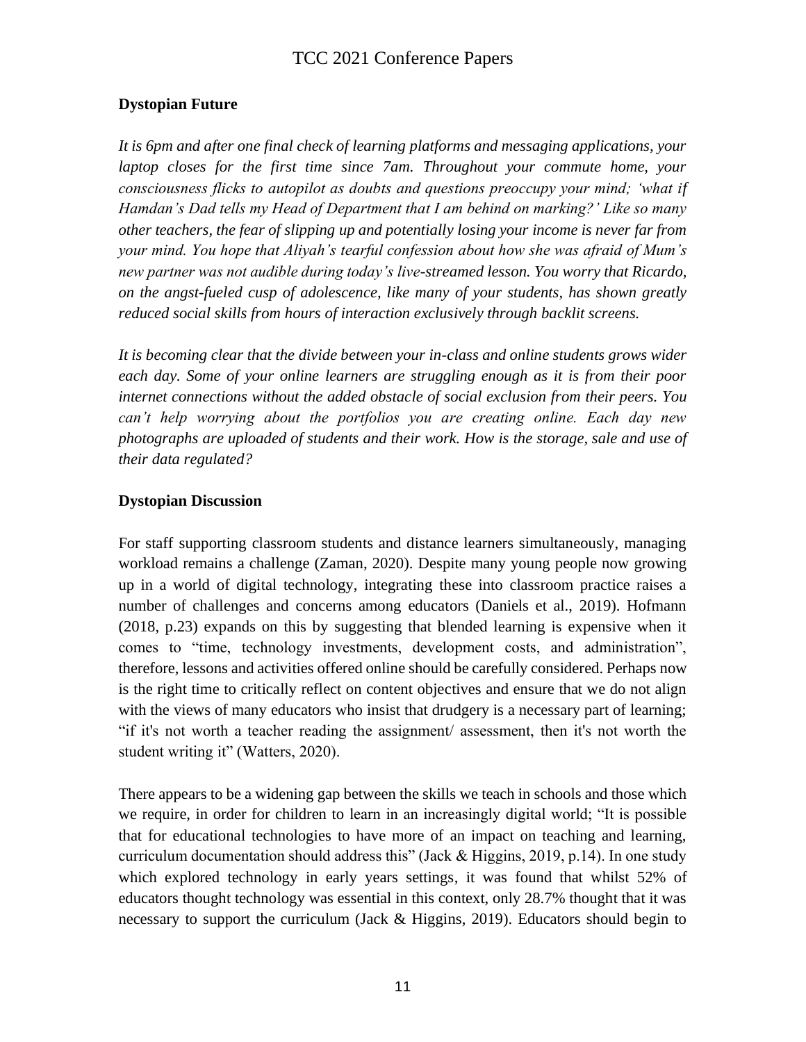## Dystopian Future

*It is 6pm and after one final check of learning platforms and messaging applications, your laptop closes for the first time since 7am. Throughout your commute home, your consciousness flicks to autopilot as doubts and questions preoccupy your mind; 'what if Hamdan's Dad tells my Head of Department that I am behind on marking?' Like so many other teachers, the fear of slipping up and potentially losing your income is never far from your mind. You hope that Aliyah's tearful confession about how she was afraid of Mum's new partner was not audible during today's live-streamed lesson. You worry that Ricardo, on the angst-fueled cusp of adolescence, like many of your students, has shown greatly reduced social skills from hours of interaction exclusively through backlit screens.*

*It is becoming clear that the divide between your in-class and online students grows wider each day. Some of your online learners are struggling enough as it is from their poor internet connections without the added obstacle of social exclusion from their peers. You can't help worrying about the portfolios you are creating online. Each day new photographs are uploaded of students and their work. How is the storage, sale and use of their data regulated?*

## Dystopian Discussion

For staff supporting classroom students and distance learners simultaneously, managing workload remains a challenge (Zaman, 2020). Despite many young people now growing up in a world of digital technology, integrating these into classroom practice raises a number of challenges and concerns among educators (Daniels et al., 2019). Hofmann (2018, p.23) expands on this by suggesting that blended learning is expensive when it comes to "time, technology investments, development costs, and administration", therefore, lessons and activities offered online should be carefully considered. Perhaps now is the right time to critically reflect on content objectives and ensure that we do not align with the views of many educators who insist that drudgery is a necessary part of learning; "if it's not worth a teacher reading the assignment/ assessment, then it's not worth the student writing it" (Watters, 2020).

There appears to be a widening gap between the skills we teach in schools and those which we require, in order for children to learn in an increasingly digital world; "It is possible that for educational technologies to have more of an impact on teaching and learning, curriculum documentation should address this" (Jack & Higgins, 2019, p.14). In one study which explored technology in early years settings, it was found that whilst 52% of educators thought technology was essential in this context, only 28.7% thought that it was necessary to support the curriculum (Jack & Higgins, 2019). Educators should begin to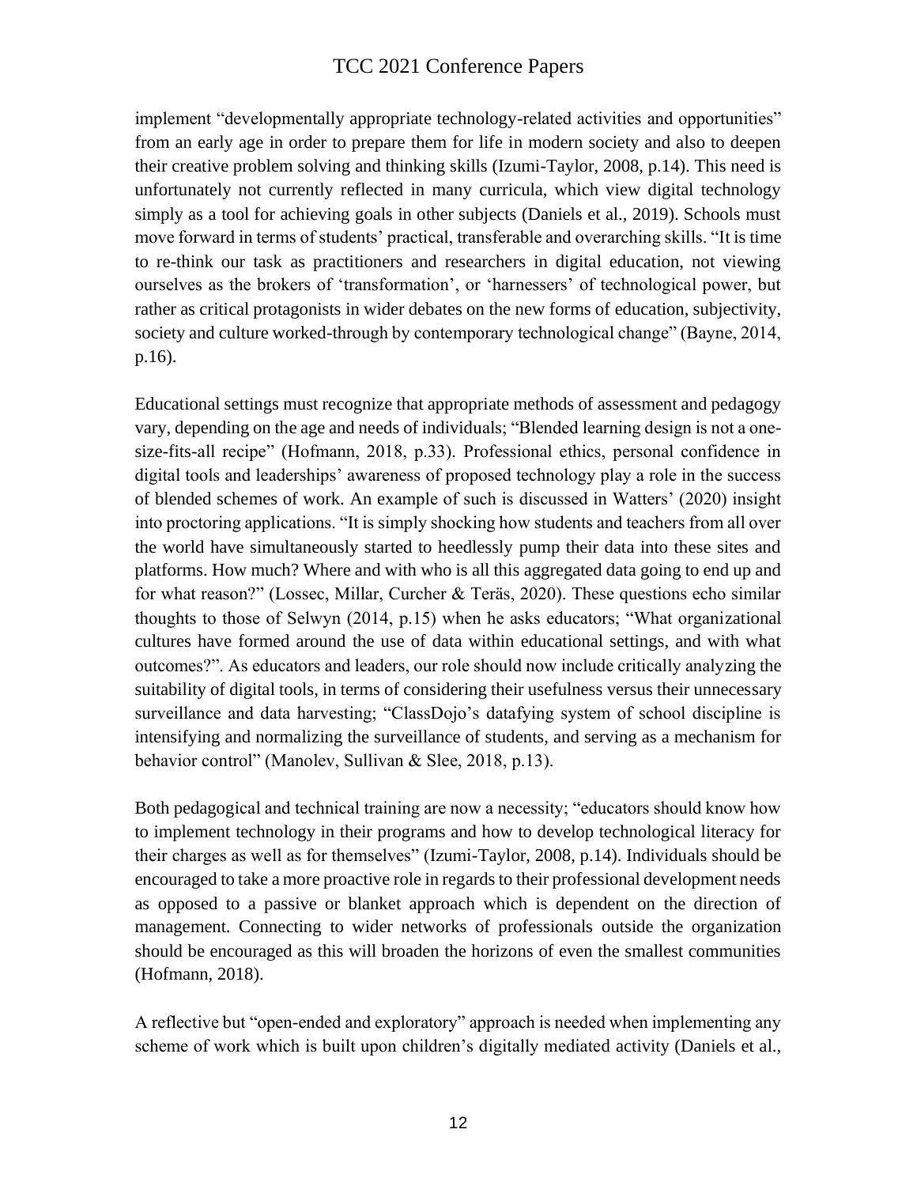implement "developmentally appropriate technology-related activities and opportunities" from an early age in order to prepare them for life in modern society and also to deepen their creative problem solving and thinking skills (Izumi-Taylor, 2008, p.14). This need is unfortunately not currently reflected in many curricula, which view digital technology simply as a tool for achieving goals in other subjects (Daniels et al., 2019). Schools must move forward in terms of students' practical, transferable and overarching skills. "It is time to re-think our task as practitioners and researchers in digital education, not viewing ourselves as the brokers of 'transformation', or 'harnessers' of technological power, but rather as critical protagonists in wider debates on the new forms of education, subjectivity, society and culture worked-through by contemporary technological change" (Bayne, 2014, p.16).

Educational settings must recognize that appropriate methods of assessment and pedagogy vary, depending on the age and needs of individuals; "Blended learning design is not a one-size-fits-all recipe" (Hofmann, 2018, p.33). Professional ethics, personal confidence in digital tools and leaderships' awareness of proposed technology play a role in the success of blended schemes of work. An example of such is discussed in Watters' (2020) insight into proctoring applications. "It is simply shocking how students and teachers from all over the world have simultaneously started to heedlessly pump their data into these sites and platforms. How much? Where and with who is all this aggregated data going to end up and for what reason?" (Lossec, Millar, Curcher & Teräs, 2020). These questions echo similar thoughts to those of Selwyn (2014, p.15) when he asks educators; "What organizational cultures have formed around the use of data within educational settings, and with what outcomes?". As educators and leaders, our role should now include critically analyzing the suitability of digital tools, in terms of considering their usefulness versus their unnecessary surveillance and data harvesting; "ClassDojo's datafying system of school discipline is intensifying and normalizing the surveillance of students, and serving as a mechanism for behavior control" (Manolev, Sullivan & Slee, 2018, p.13).

Both pedagogical and technical training are now a necessity; "educators should know how to implement technology in their programs and how to develop technological literacy for their charges as well as for themselves" (Izumi-Taylor, 2008, p.14). Individuals should be encouraged to take a more proactive role in regards to their professional development needs as opposed to a passive or blanket approach which is dependent on the direction of management. Connecting to wider networks of professionals outside the organization should be encouraged as this will broaden the horizons of even the smallest communities (Hofmann, 2018).

A reflective but "open-ended and exploratory" approach is needed when implementing any scheme of work which is built upon children's digitally mediated activity (Daniels et al.,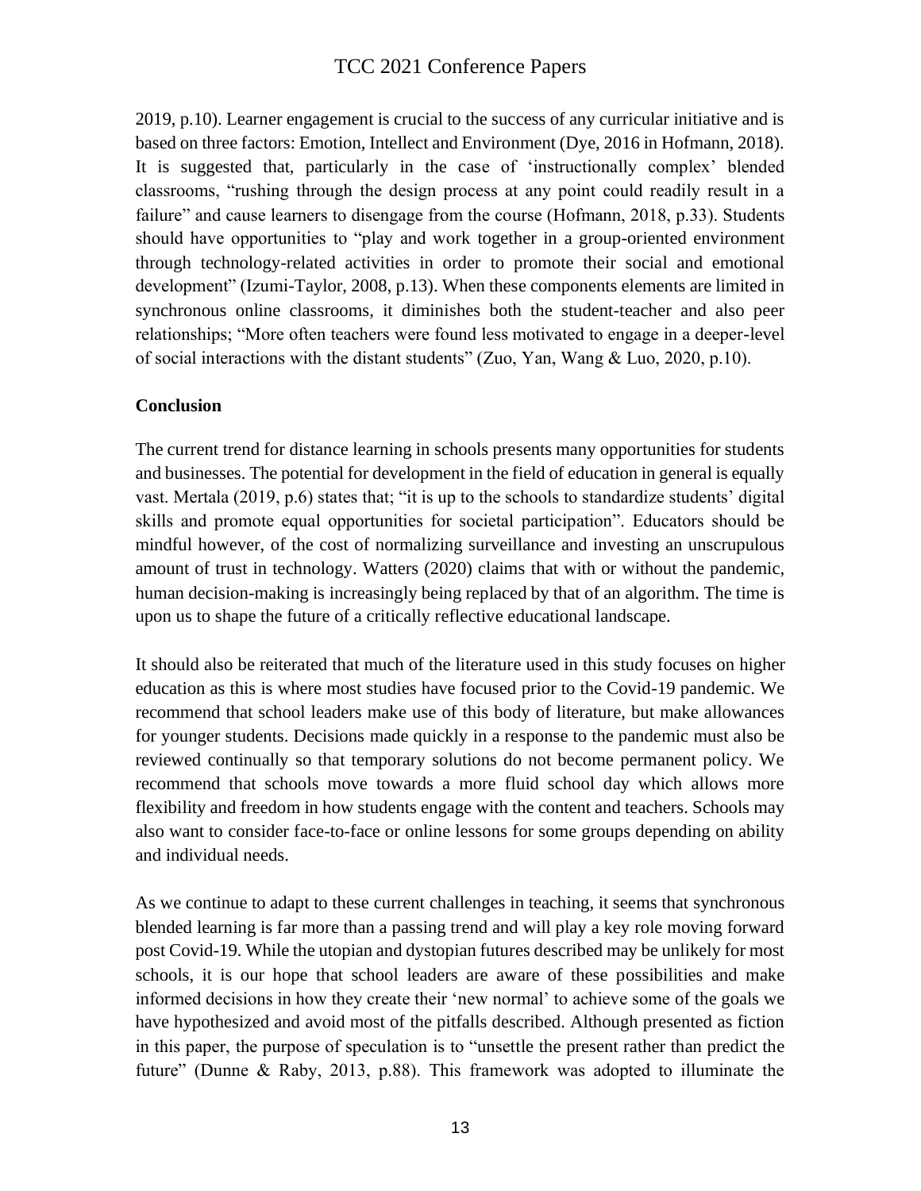2019, p.10). Learner engagement is crucial to the success of any curricular initiative and is based on three factors: Emotion, Intellect and Environment (Dye, 2016 in Hofmann, 2018). It is suggested that, particularly in the case of 'instructionally complex' blended classrooms, "rushing through the design process at any point could readily result in a failure" and cause learners to disengage from the course (Hofmann, 2018, p.33). Students should have opportunities to "play and work together in a group-oriented environment through technology-related activities in order to promote their social and emotional development" (Izumi-Taylor, 2008, p.13). When these components elements are limited in synchronous online classrooms, it diminishes both the student-teacher and also peer relationships; "More often teachers were found less motivated to engage in a deeper-level of social interactions with the distant students" (Zuo, Yan, Wang & Luo, 2020, p.10).

**Conclusion**

The current trend for distance learning in schools presents many opportunities for students and businesses. The potential for development in the field of education in general is equally vast. Mertala (2019, p.6) states that; "it is up to the schools to standardize students' digital skills and promote equal opportunities for societal participation". Educators should be mindful however, of the cost of normalizing surveillance and investing an unscrupulous amount of trust in technology. Watters (2020) claims that with or without the pandemic, human decision-making is increasingly being replaced by that of an algorithm. The time is upon us to shape the future of a critically reflective educational landscape.

It should also be reiterated that much of the literature used in this study focuses on higher education as this is where most studies have focused prior to the Covid-19 pandemic. We recommend that school leaders make use of this body of literature, but make allowances for younger students. Decisions made quickly in a response to the pandemic must also be reviewed continually so that temporary solutions do not become permanent policy. We recommend that schools move towards a more fluid school day which allows more flexibility and freedom in how students engage with the content and teachers. Schools may also want to consider face-to-face or online lessons for some groups depending on ability and individual needs.

As we continue to adapt to these current challenges in teaching, it seems that synchronous blended learning is far more than a passing trend and will play a key role moving forward post Covid-19. While the utopian and dystopian futures described may be unlikely for most schools, it is our hope that school leaders are aware of these possibilities and make informed decisions in how they create their 'new normal' to achieve some of the goals we have hypothesized and avoid most of the pitfalls described. Although presented as fiction in this paper, the purpose of speculation is to "unsettle the present rather than predict the future" (Dunne & Raby, 2013, p.88). This framework was adopted to illuminate the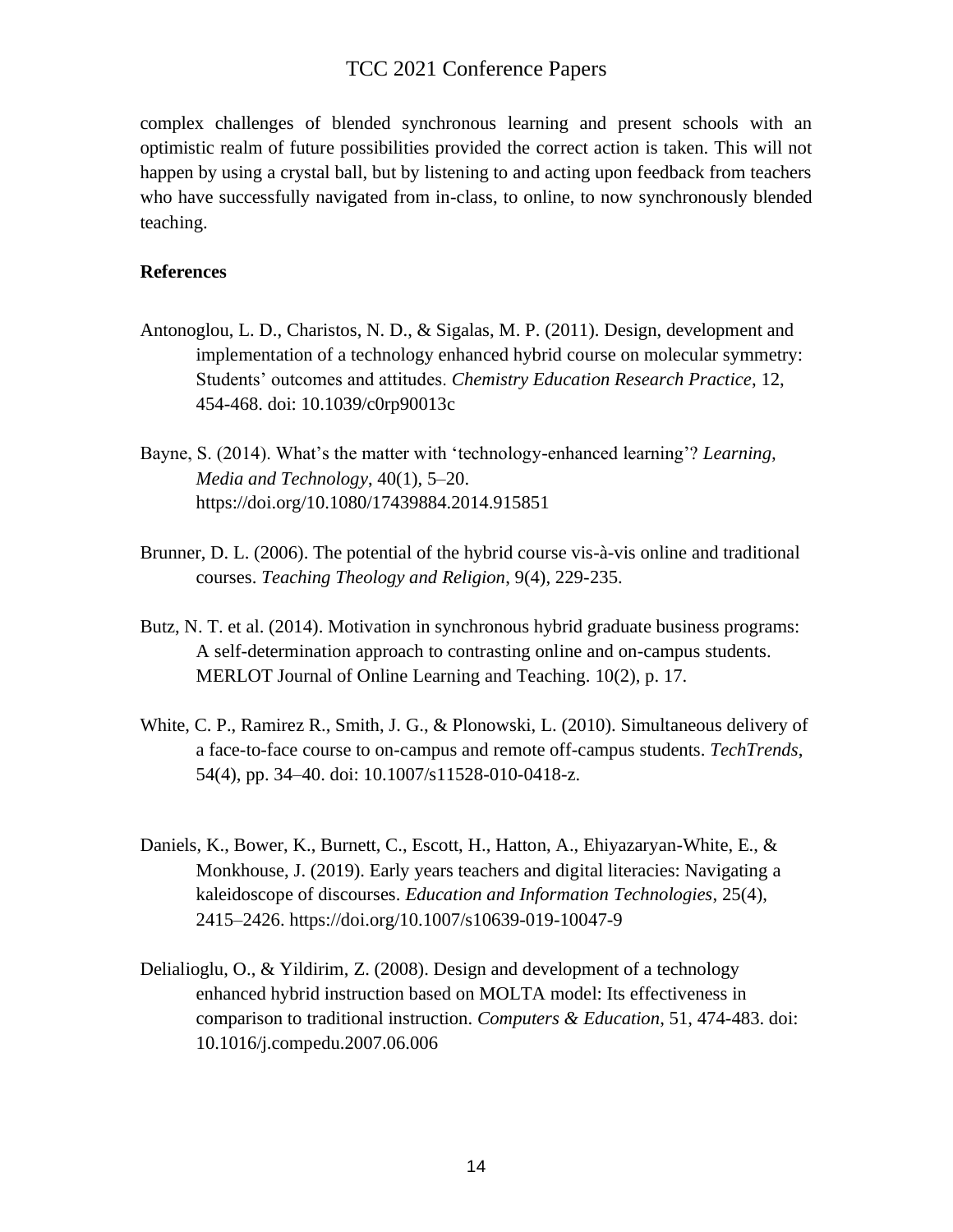complex challenges of blended synchronous learning and present schools with an optimistic realm of future possibilities provided the correct action is taken. This will not happen by using a crystal ball, but by listening to and acting upon feedback from teachers who have successfully navigated from in-class, to online, to now synchronously blended teaching.

**References**

Antonoglou, L. D., Charistos, N. D., & Sigalas, M. P. (2011). Design, development and implementation of a technology enhanced hybrid course on molecular symmetry: Students' outcomes and attitudes. *Chemistry Education Research Practice*, 12, 454-468. doi: 10.1039/c0rp90013c

Bayne, S. (2014). What's the matter with 'technology-enhanced learning'? *Learning, Media and Technology*, 40(1), 5–20. https://doi.org/10.1080/17439884.2014.915851

Brunner, D. L. (2006). The potential of the hybrid course vis-à-vis online and traditional courses. *Teaching Theology and Religion*, 9(4), 229-235.

Butz, N. T. et al. (2014). Motivation in synchronous hybrid graduate business programs: A self-determination approach to contrasting online and on-campus students. MERLOT Journal of Online Learning and Teaching. 10(2), p. 17.

White, C. P., Ramirez R., Smith, J. G., & Plonowski, L. (2010). Simultaneous delivery of a face-to-face course to on-campus and remote off-campus students. *TechTrends*, 54(4), pp. 34–40. doi: 10.1007/s11528-010-0418-z.

Daniels, K., Bower, K., Burnett, C., Escott, H., Hatton, A., Ehiyazaryan-White, E., & Monkhouse, J. (2019). Early years teachers and digital literacies: Navigating a kaleidoscope of discourses. *Education and Information Technologies*, 25(4), 2415–2426. https://doi.org/10.1007/s10639-019-10047-9

Delialioglu, O., & Yildirim, Z. (2008). Design and development of a technology enhanced hybrid instruction based on MOLTA model: Its effectiveness in comparison to traditional instruction. *Computers & Education*, 51, 474-483. doi: 10.1016/j.compedu.2007.06.006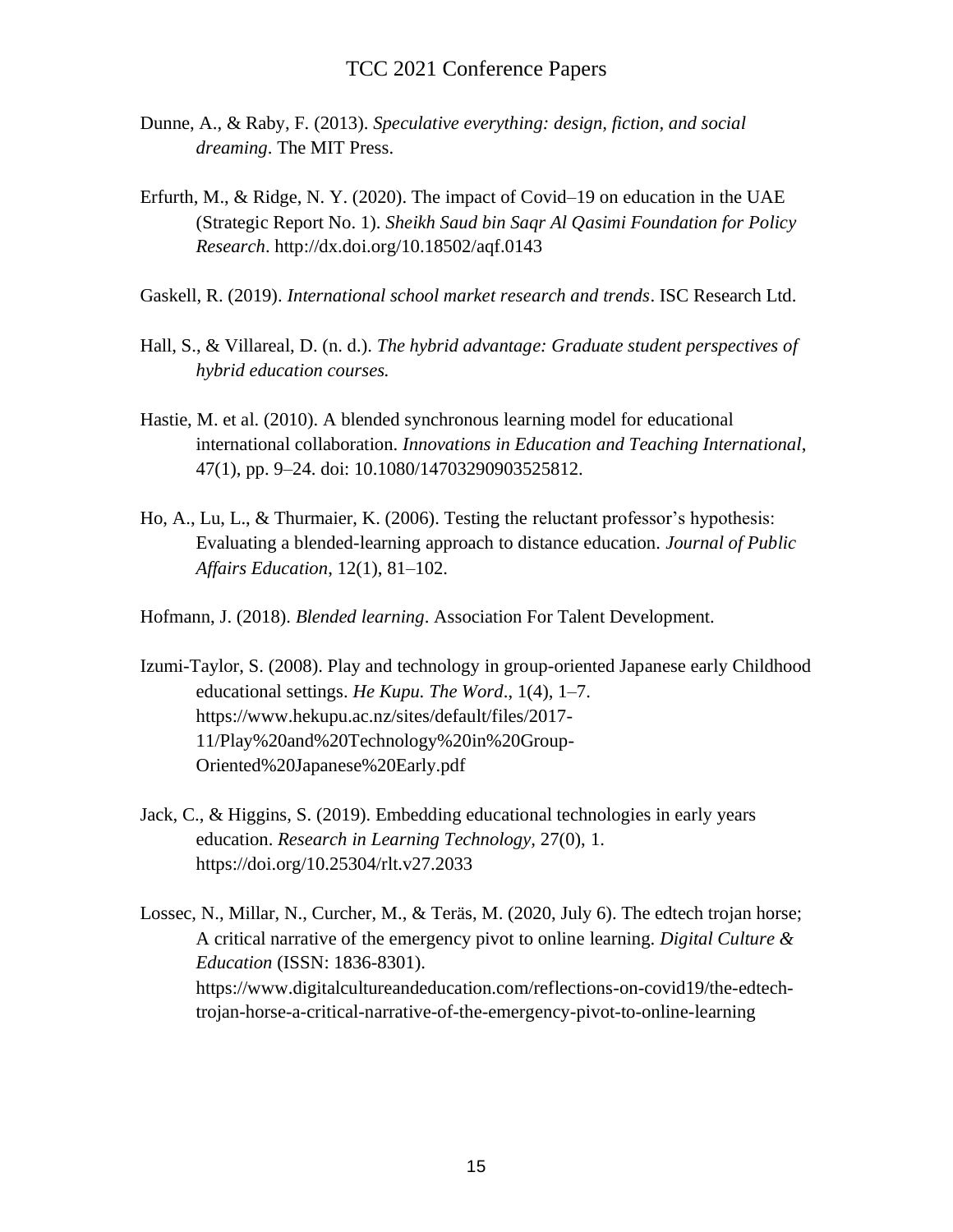Dunne, A., & Raby, F. (2013). *Speculative everything: design, fiction, and social dreaming*. The MIT Press.

Erfurth, M., & Ridge, N. Y. (2020). The impact of Covid–19 on education in the UAE (Strategic Report No. 1). *Sheikh Saud bin Saqr Al Qasimi Foundation for Policy Research*. http://dx.doi.org/10.18502/aqf.0143

Gaskell, R. (2019). *International school market research and trends*. ISC Research Ltd.

Hall, S., & Villareal, D. (n. d.). *The hybrid advantage: Graduate student perspectives of hybrid education courses.*

Hastie, M. et al. (2010). A blended synchronous learning model for educational international collaboration. *Innovations in Education and Teaching International*, 47(1), pp. 9–24. doi: 10.1080/14703290903525812.

Ho, A., Lu, L., & Thurmaier, K. (2006). Testing the reluctant professor's hypothesis: Evaluating a blended-learning approach to distance education. *Journal of Public Affairs Education*, 12(1), 81–102.

Hofmann, J. (2018). *Blended learning*. Association For Talent Development.

Izumi-Taylor, S. (2008). Play and technology in group-oriented Japanese early Childhood educational settings. *He Kupu. The Word*., 1(4), 1–7. https://www.hekupu.ac.nz/sites/default/files/2017-11/Play%20and%20Technology%20in%20Group-Oriented%20Japanese%20Early.pdf

Jack, C., & Higgins, S. (2019). Embedding educational technologies in early years education. *Research in Learning Technology*, 27(0), 1. https://doi.org/10.25304/rlt.v27.2033

Lossec, N., Millar, N., Curcher, M., & Teräs, M. (2020, July 6). The edtech trojan horse; A critical narrative of the emergency pivot to online learning. *Digital Culture & Education* (ISSN: 1836-8301). https://www.digitalcultureandeducation.com/reflections-on-covid19/the-edtech-trojan-horse-a-critical-narrative-of-the-emergency-pivot-to-online-learning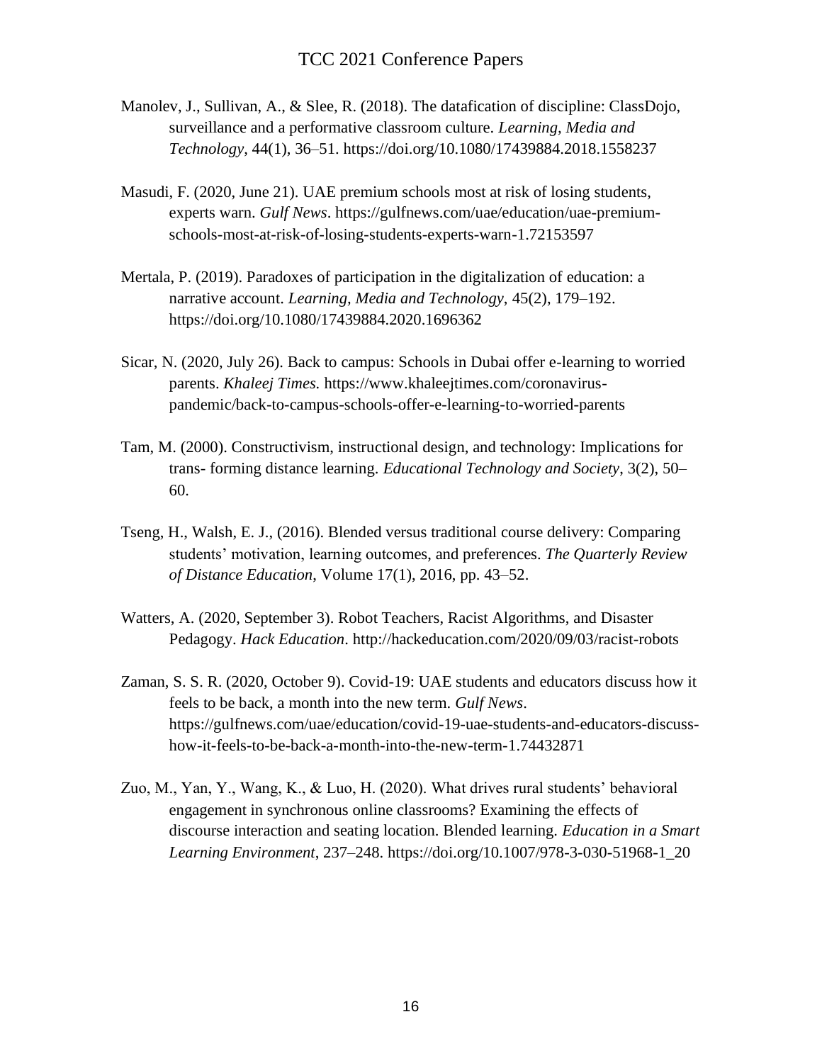Manolev, J., Sullivan, A., & Slee, R. (2018). The datafication of discipline: ClassDojo, surveillance and a performative classroom culture. *Learning, Media and Technology*, 44(1), 36–51. https://doi.org/10.1080/17439884.2018.1558237

Masudi, F. (2020, June 21). UAE premium schools most at risk of losing students, experts warn. *Gulf News*. https://gulfnews.com/uae/education/uae-premium-schools-most-at-risk-of-losing-students-experts-warn-1.72153597

Mertala, P. (2019). Paradoxes of participation in the digitalization of education: a narrative account. *Learning, Media and Technology*, 45(2), 179–192. https://doi.org/10.1080/17439884.2020.1696362

Sicar, N. (2020, July 26). Back to campus: Schools in Dubai offer e-learning to worried parents. *Khaleej Times.* https://www.khaleejtimes.com/coronavirus-pandemic/back-to-campus-schools-offer-e-learning-to-worried-parents

Tam, M. (2000). Constructivism, instructional design, and technology: Implications for trans- forming distance learning. *Educational Technology and Society*, 3(2), 50–60.

Tseng, H., Walsh, E. J., (2016). Blended versus traditional course delivery: Comparing students' motivation, learning outcomes, and preferences. *The Quarterly Review of Distance Education*, Volume 17(1), 2016, pp. 43–52.

Watters, A. (2020, September 3). Robot Teachers, Racist Algorithms, and Disaster Pedagogy. *Hack Education*. http://hackeducation.com/2020/09/03/racist-robots

Zaman, S. S. R. (2020, October 9). Covid-19: UAE students and educators discuss how it feels to be back, a month into the new term. *Gulf News*. https://gulfnews.com/uae/education/covid-19-uae-students-and-educators-discuss-how-it-feels-to-be-back-a-month-into-the-new-term-1.74432871

Zuo, M., Yan, Y., Wang, K., & Luo, H. (2020). What drives rural students' behavioral engagement in synchronous online classrooms? Examining the effects of discourse interaction and seating location. Blended learning. *Education in a Smart Learning Environment*, 237–248. https://doi.org/10.1007/978-3-030-51968-1_20